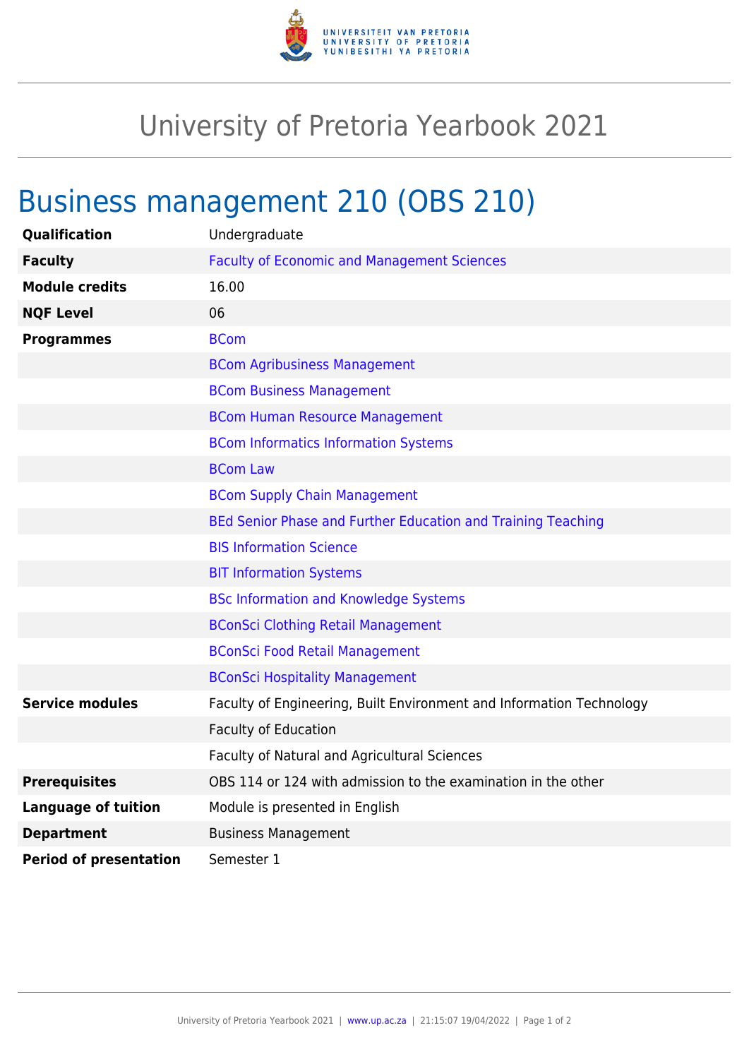# University of Pretoria Yearbook 2021

## Business management 210 (OBS 210)

| | |
|---|---|
| **Qualification** | Undergraduate |
| **Faculty** | Faculty of Economic and Management Sciences |
| **Module credits** | 16.00 |
| **NQF Level** | 06 |
| **Programmes** | BCom |
| | BCom Agribusiness Management |
| | BCom Business Management |
| | BCom Human Resource Management |
| | BCom Informatics Information Systems |
| | BCom Law |
| | BCom Supply Chain Management |
| | BEd Senior Phase and Further Education and Training Teaching |
| | BIS Information Science |
| | BIT Information Systems |
| | BSc Information and Knowledge Systems |
| | BConSci Clothing Retail Management |
| | BConSci Food Retail Management |
| | BConSci Hospitality Management |
| **Service modules** | Faculty of Engineering, Built Environment and Information Technology |
| | Faculty of Education |
| | Faculty of Natural and Agricultural Sciences |
| **Prerequisites** | OBS 114 or 124 with admission to the examination in the other |
| **Language of tuition** | Module is presented in English |
| **Department** | Business Management |
| **Period of presentation** | Semester 1 |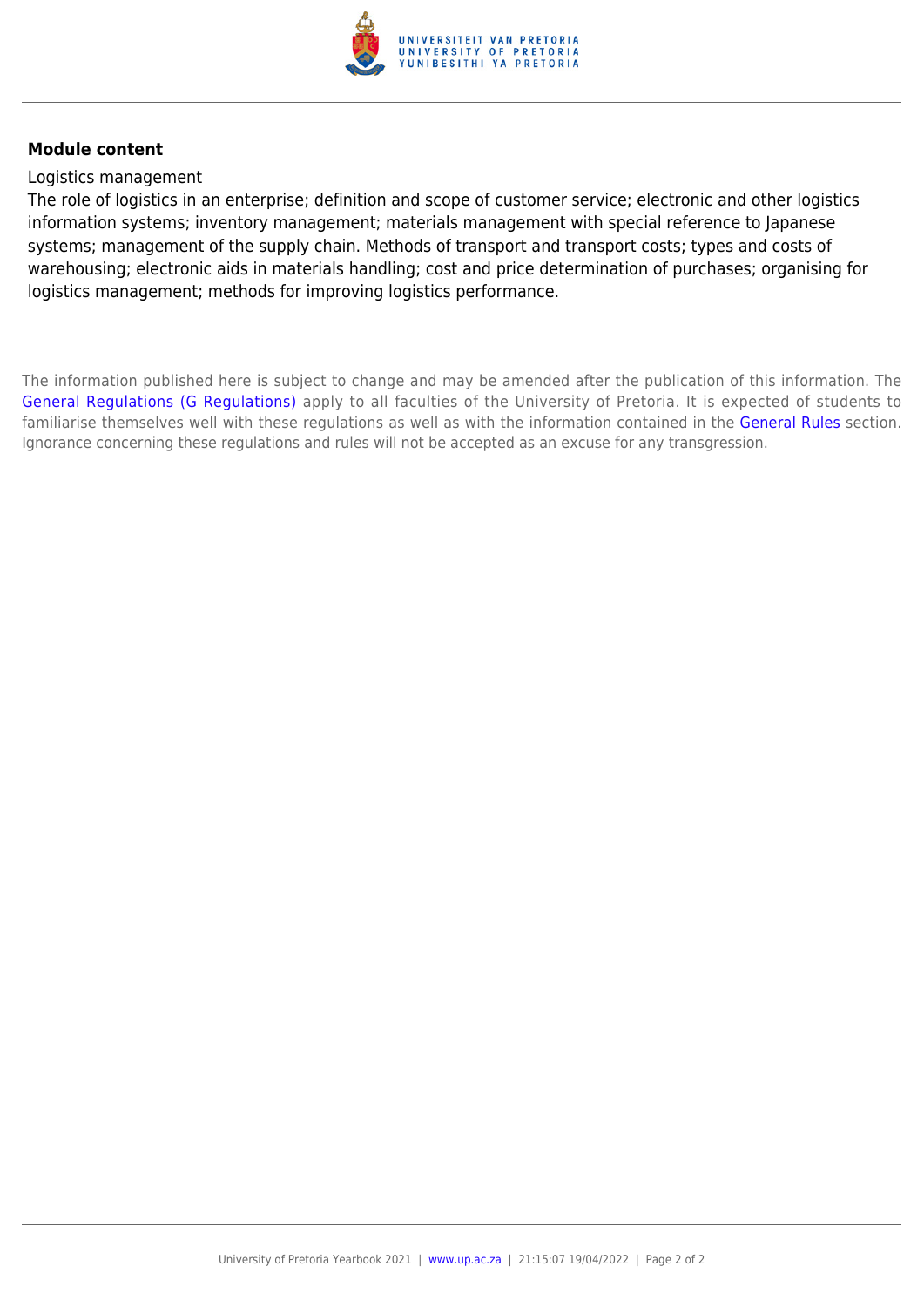### Module content

Logistics management

The role of logistics in an enterprise; definition and scope of customer service; electronic and other logistics information systems; inventory management; materials management with special reference to Japanese systems; management of the supply chain. Methods of transport and transport costs; types and costs of warehousing; electronic aids in materials handling; cost and price determination of purchases; organising for logistics management; methods for improving logistics performance.

---

The information published here is subject to change and may be amended after the publication of this information. The General Regulations (G Regulations) apply to all faculties of the University of Pretoria. It is expected of students to familiarise themselves well with these regulations as well as with the information contained in the General Rules section. Ignorance concerning these regulations and rules will not be accepted as an excuse for any transgression.